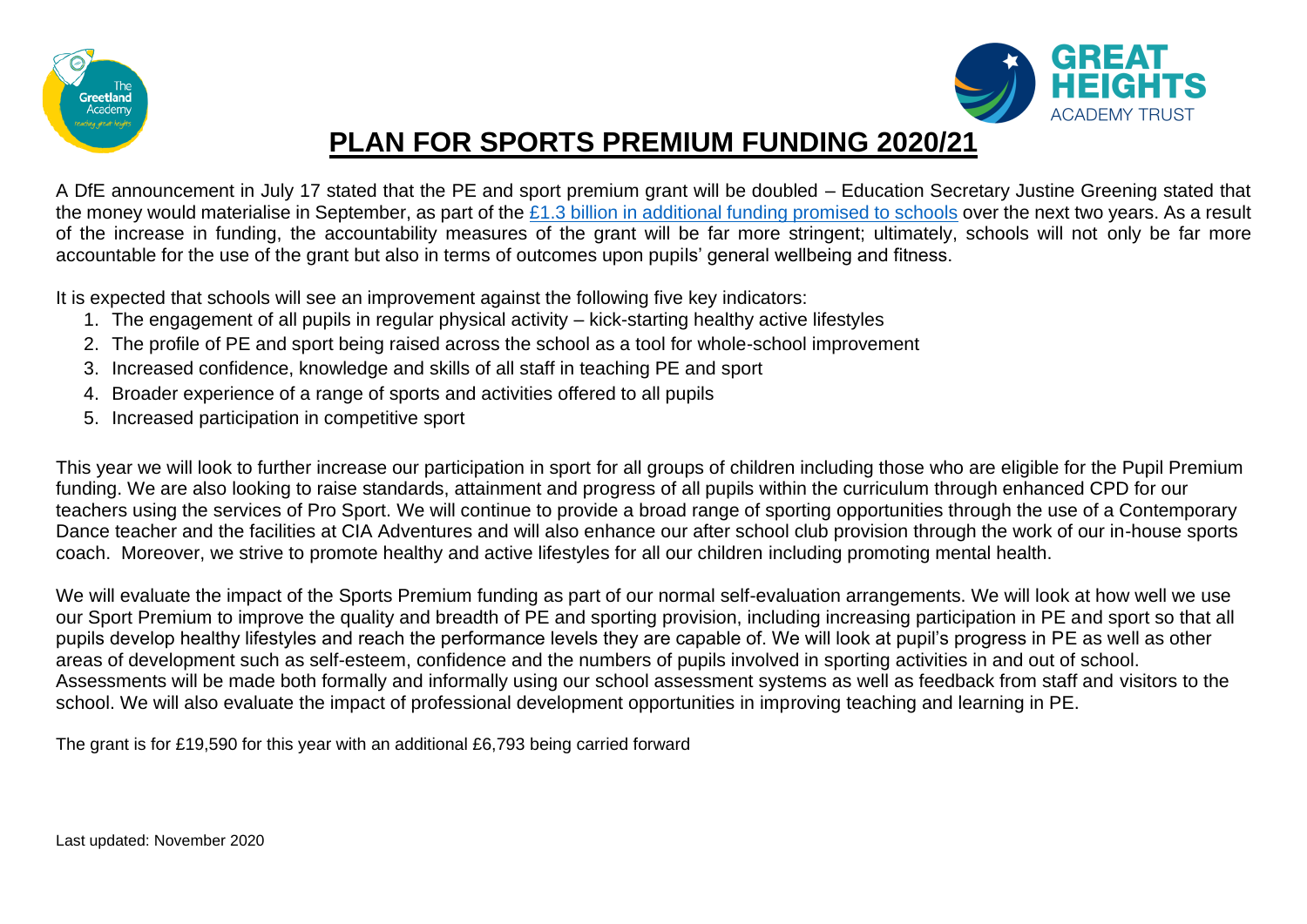# PLAN FOR SPORTS PREMIUM FUNDING 2020/21

A DfE announcement in July 17 stated that the PE and sport premium grant will be doubled – Education Secretary Justine Greening stated that the money would materialise in September, as part of the £1.3 billion in additional funding promised to schools over the next two years. As a result of the increase in funding, the accountability measures of the grant will be far more stringent; ultimately, schools will not only be far more accountable for the use of the grant but also in terms of outcomes upon pupils' general wellbeing and fitness.

It is expected that schools will see an improvement against the following five key indicators:

1. The engagement of all pupils in regular physical activity – kick-starting healthy active lifestyles
2. The profile of PE and sport being raised across the school as a tool for whole-school improvement
3. Increased confidence, knowledge and skills of all staff in teaching PE and sport
4. Broader experience of a range of sports and activities offered to all pupils
5. Increased participation in competitive sport

This year we will look to further increase our participation in sport for all groups of children including those who are eligible for the Pupil Premium funding. We are also looking to raise standards, attainment and progress of all pupils within the curriculum through enhanced CPD for our teachers using the services of Pro Sport. We will continue to provide a broad range of sporting opportunities through the use of a Contemporary Dance teacher and the facilities at CIA Adventures and will also enhance our after school club provision through the work of our in-house sports coach. Moreover, we strive to promote healthy and active lifestyles for all our children including promoting mental health.

We will evaluate the impact of the Sports Premium funding as part of our normal self-evaluation arrangements. We will look at how well we use our Sport Premium to improve the quality and breadth of PE and sporting provision, including increasing participation in PE and sport so that all pupils develop healthy lifestyles and reach the performance levels they are capable of. We will look at pupil's progress in PE as well as other areas of development such as self-esteem, confidence and the numbers of pupils involved in sporting activities in and out of school. Assessments will be made both formally and informally using our school assessment systems as well as feedback from staff and visitors to the school. We will also evaluate the impact of professional development opportunities in improving teaching and learning in PE.

The grant is for £19,590 for this year with an additional £6,793 being carried forward

Last updated: November 2020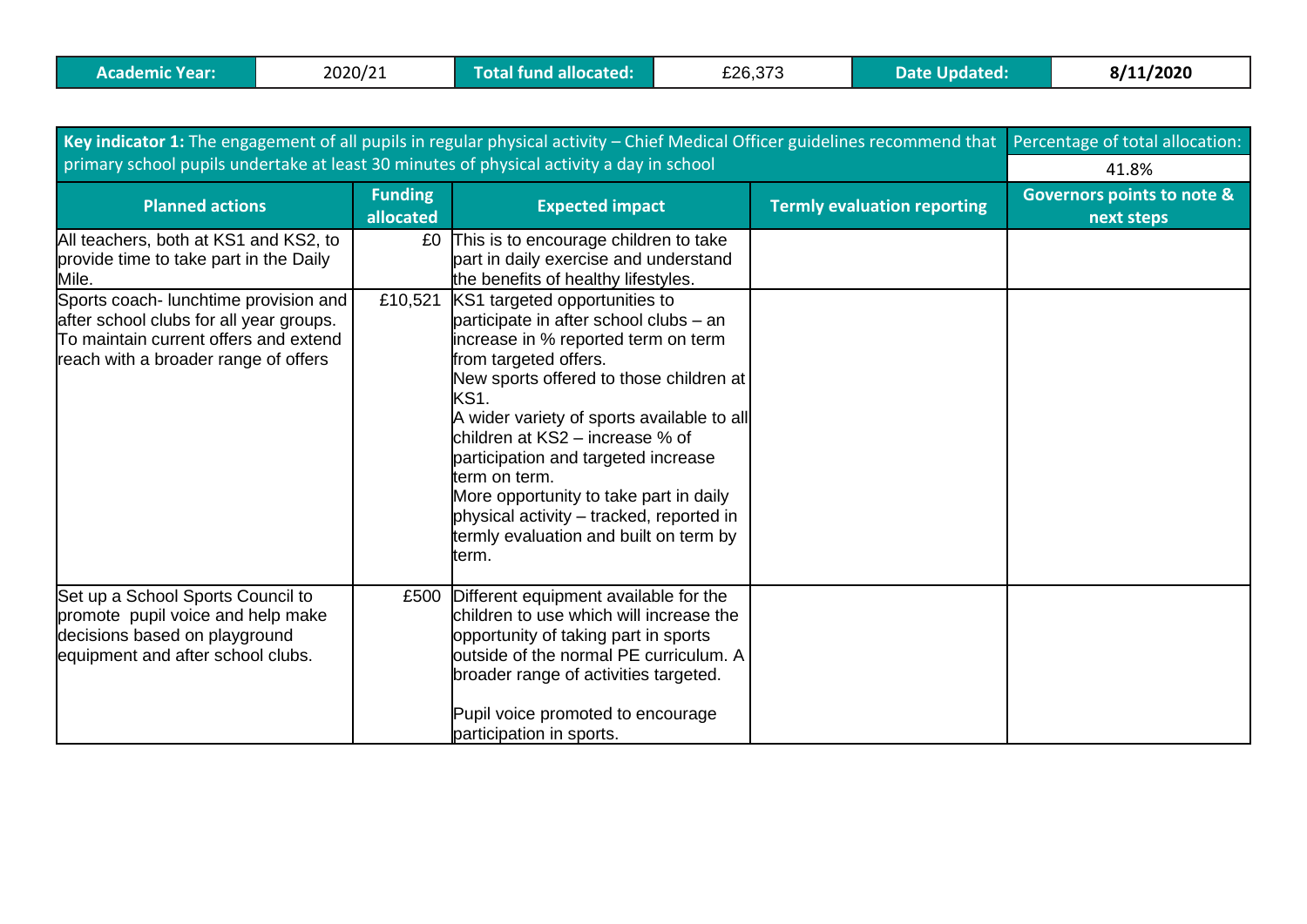| Academic Year: | 2020/21 | Total fund allocated: | £26,373 | Date Updated: | 8/11/2020 |
|---|---|---|---|---|---|

| **Key indicator 1:** The engagement of all pupils in regular physical activity – Chief Medical Officer guidelines recommend that primary school pupils undertake at least 30 minutes of physical activity a day in school | | | | Percentage of total allocation: 41.8% |
|---|---|---|---|---|
| **Planned actions** | **Funding allocated** | **Expected impact** | **Termly evaluation reporting** | **Governors points to note & next steps** |
| All teachers, both at KS1 and KS2, to provide time to take part in the Daily Mile. | £0 | This is to encourage children to take part in daily exercise and understand the benefits of healthy lifestyles. | | |
| Sports coach- lunchtime provision and after school clubs for all year groups. To maintain current offers and extend reach with a broader range of offers | £10,521 | KS1 targeted opportunities to participate in after school clubs – an increase in % reported term on term from targeted offers.<br>New sports offered to those children at KS1.<br>A wider variety of sports available to all children at KS2 – increase % of participation and targeted increase term on term.<br>More opportunity to take part in daily physical activity – tracked, reported in termly evaluation and built on term by term. | | |
| Set up a School Sports Council to promote pupil voice and help make decisions based on playground equipment and after school clubs. | £500 | Different equipment available for the children to use which will increase the opportunity of taking part in sports outside of the normal PE curriculum. A broader range of activities targeted.<br><br>Pupil voice promoted to encourage participation in sports. | | |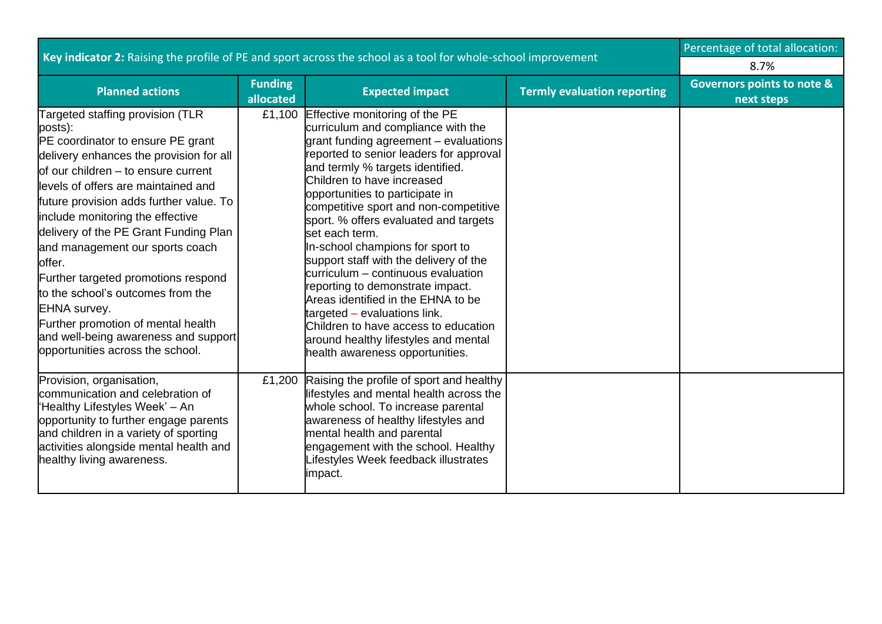| **Key indicator 2:** Raising the profile of PE and sport across the school as a tool for whole-school improvement | | | | Percentage of total allocation: 8.7% |
|---|---|---|---|---|
| **Planned actions** | **Funding allocated** | **Expected impact** | **Termly evaluation reporting** | **Governors points to note & next steps** |
| Targeted staffing provision (TLR posts): PE coordinator to ensure PE grant delivery enhances the provision for all of our children – to ensure current levels of offers are maintained and future provision adds further value. To include monitoring the effective delivery of the PE Grant Funding Plan and management our sports coach offer. Further targeted promotions respond to the school's outcomes from the EHNA survey. Further promotion of mental health and well-being awareness and support opportunities across the school. | £1,100 | Effective monitoring of the PE curriculum and compliance with the grant funding agreement – evaluations reported to senior leaders for approval and termly % targets identified. Children to have increased opportunities to participate in competitive sport and non-competitive sport. % offers evaluated and targets set each term. In-school champions for sport to support staff with the delivery of the curriculum – continuous evaluation reporting to demonstrate impact. Areas identified in the EHNA to be targeted – evaluations link. Children to have access to education around healthy lifestyles and mental health awareness opportunities. | | |
| Provision, organisation, communication and celebration of 'Healthy Lifestyles Week' – An opportunity to further engage parents and children in a variety of sporting activities alongside mental health and healthy living awareness. | £1,200 | Raising the profile of sport and healthy lifestyles and mental health across the whole school. To increase parental awareness of healthy lifestyles and mental health and parental engagement with the school. Healthy Lifestyles Week feedback illustrates impact. | | |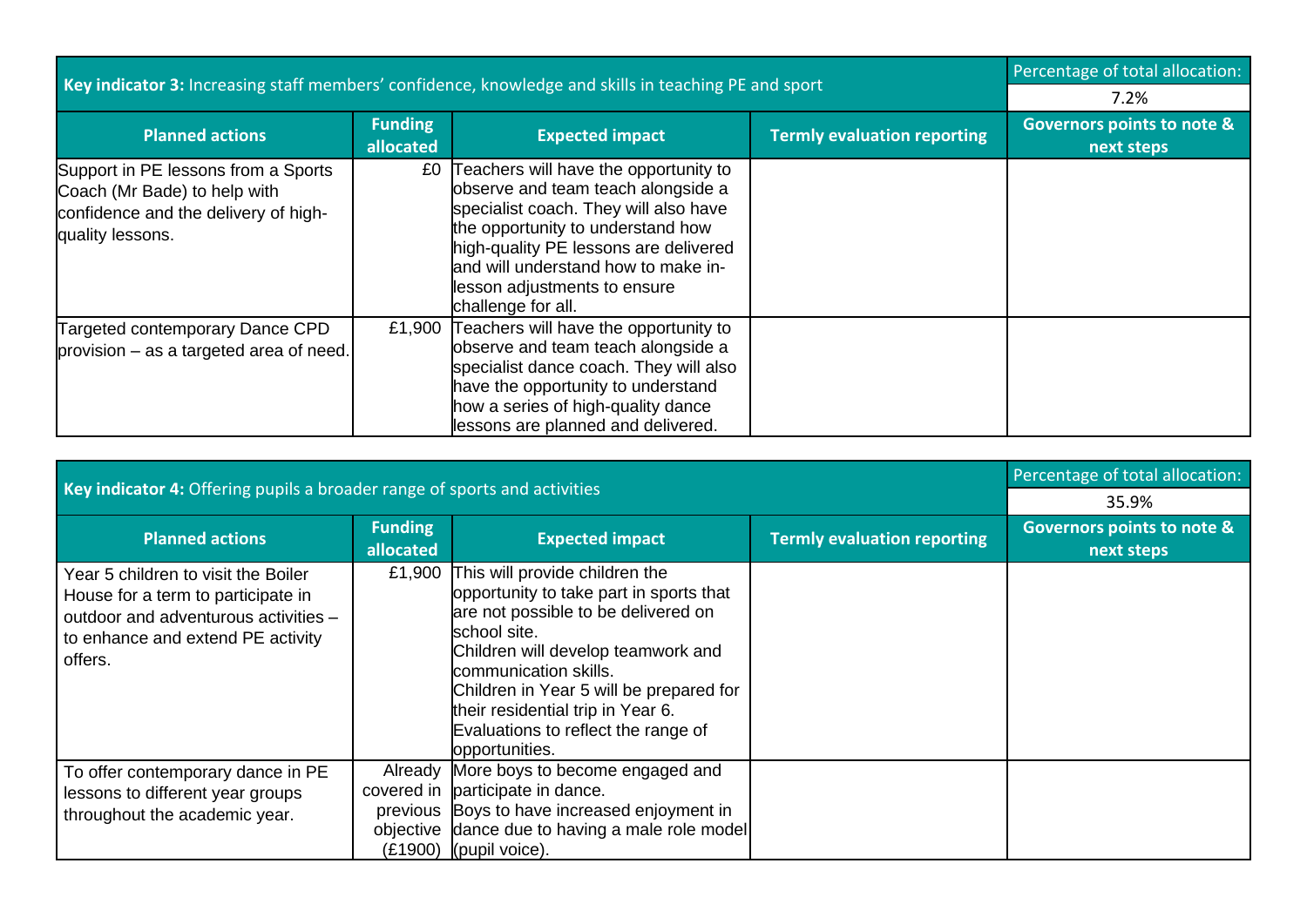| **Key indicator 3:** Increasing staff members' confidence, knowledge and skills in teaching PE and sport | | | | Percentage of total allocation: 7.2% |
|---|---|---|---|---|
| **Planned actions** | **Funding allocated** | **Expected impact** | **Termly evaluation reporting** | **Governors points to note & next steps** |
| Support in PE lessons from a Sports Coach (Mr Bade) to help with confidence and the delivery of high-quality lessons. | £0 | Teachers will have the opportunity to observe and team teach alongside a specialist coach. They will also have the opportunity to understand how high-quality PE lessons are delivered and will understand how to make in-lesson adjustments to ensure challenge for all. | | |
| Targeted contemporary Dance CPD provision – as a targeted area of need. | £1,900 | Teachers will have the opportunity to observe and team teach alongside a specialist dance coach. They will also have the opportunity to understand how a series of high-quality dance lessons are planned and delivered. | | |

| **Key indicator 4:** Offering pupils a broader range of sports and activities | | | | Percentage of total allocation: 35.9% |
|---|---|---|---|---|
| **Planned actions** | **Funding allocated** | **Expected impact** | **Termly evaluation reporting** | **Governors points to note & next steps** |
| Year 5 children to visit the Boiler House for a term to participate in outdoor and adventurous activities – to enhance and extend PE activity offers. | £1,900 | This will provide children the opportunity to take part in sports that are not possible to be delivered on school site.<br>Children will develop teamwork and communication skills.<br>Children in Year 5 will be prepared for their residential trip in Year 6.<br>Evaluations to reflect the range of opportunities. | | |
| To offer contemporary dance in PE lessons to different year groups throughout the academic year. | Already covered in previous objective (£1900) | More boys to become engaged and participate in dance.<br>Boys to have increased enjoyment in dance due to having a male role model (pupil voice). | | |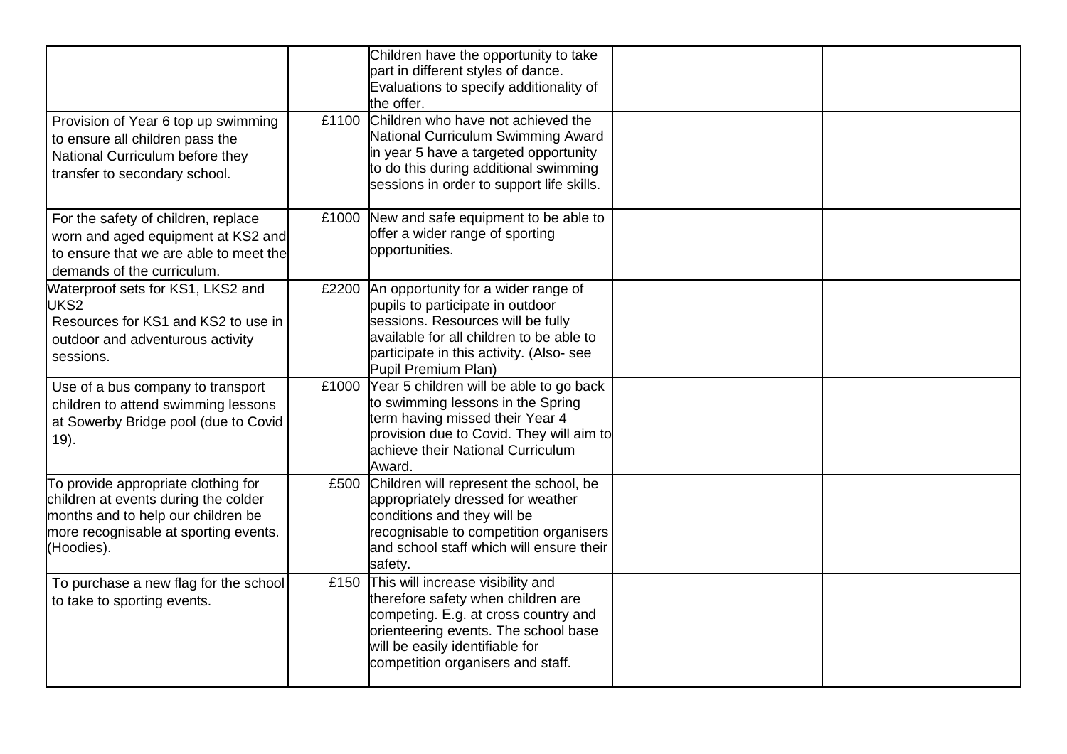| | | | | |
|---|---|---|---|---|
| | | Children have the opportunity to take part in different styles of dance. Evaluations to specify additionality of the offer. | | |
| Provision of Year 6 top up swimming to ensure all children pass the National Curriculum before they transfer to secondary school. | £1100 | Children who have not achieved the National Curriculum Swimming Award in year 5 have a targeted opportunity to do this during additional swimming sessions in order to support life skills. | | |
| For the safety of children, replace worn and aged equipment at KS2 and to ensure that we are able to meet the demands of the curriculum. | £1000 | New and safe equipment to be able to offer a wider range of sporting opportunities. | | |
| Waterproof sets for KS1, LKS2 and UKS2<br>Resources for KS1 and KS2 to use in outdoor and adventurous activity sessions. | £2200 | An opportunity for a wider range of pupils to participate in outdoor sessions. Resources will be fully available for all children to be able to participate in this activity. (Also- see Pupil Premium Plan) | | |
| Use of a bus company to transport children to attend swimming lessons at Sowerby Bridge pool (due to Covid 19). | £1000 | Year 5 children will be able to go back to swimming lessons in the Spring term having missed their Year 4 provision due to Covid. They will aim to achieve their National Curriculum Award. | | |
| To provide appropriate clothing for children at events during the colder months and to help our children be more recognisable at sporting events. (Hoodies). | £500 | Children will represent the school, be appropriately dressed for weather conditions and they will be recognisable to competition organisers and school staff which will ensure their safety. | | |
| To purchase a new flag for the school to take to sporting events. | £150 | This will increase visibility and therefore safety when children are competing. E.g. at cross country and orienteering events. The school base will be easily identifiable for competition organisers and staff. | | |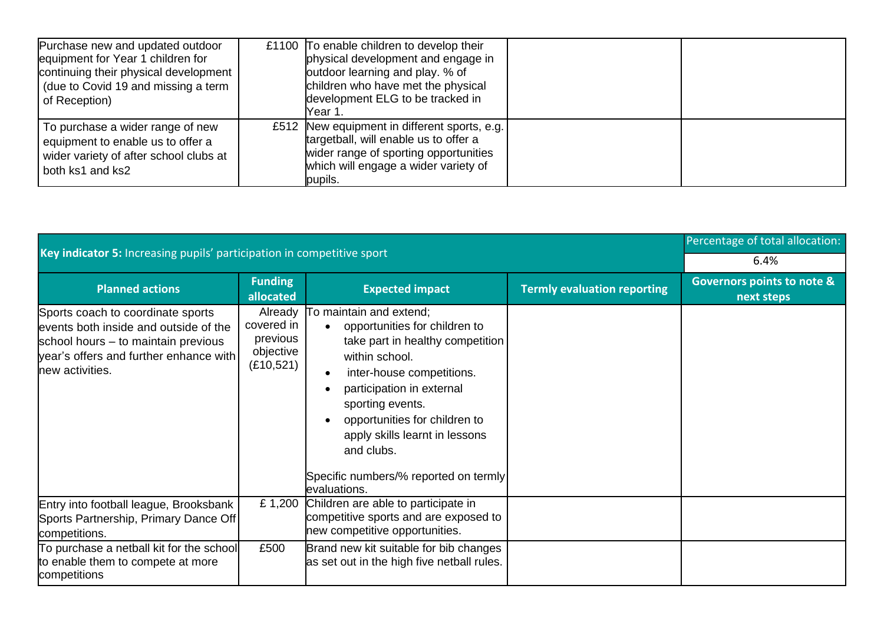| | | | | |
|---|---|---|---|---|
| Purchase new and updated outdoor equipment for Year 1 children for continuing their physical development (due to Covid 19 and missing a term of Reception) | £1100 | To enable children to develop their physical development and engage in outdoor learning and play. % of children who have met the physical development ELG to be tracked in Year 1. | | |
| To purchase a wider range of new equipment to enable us to offer a wider variety of after school clubs at both ks1 and ks2 | £512 | New equipment in different sports, e.g. targetball, will enable us to offer a wider range of sporting opportunities which will engage a wider variety of pupils. | | |

| **Key indicator 5:** Increasing pupils' participation in competitive sport | | | | Percentage of total allocation: 6.4% |
|---|---|---|---|---|
| **Planned actions** | **Funding allocated** | **Expected impact** | **Termly evaluation reporting** | **Governors points to note & next steps** |
| Sports coach to coordinate sports events both inside and outside of the school hours – to maintain previous year's offers and further enhance with new activities. | Already covered in previous objective (£10,521) | To maintain and extend;<br>• opportunities for children to take part in healthy competition within school.<br>• inter-house competitions.<br>• participation in external sporting events.<br>• opportunities for children to apply skills learnt in lessons and clubs.<br><br>Specific numbers/% reported on termly evaluations. | | |
| Entry into football league, Brooksbank Sports Partnership, Primary Dance Off competitions. | £ 1,200 | Children are able to participate in competitive sports and are exposed to new competitive opportunities. | | |
| To purchase a netball kit for the school to enable them to compete at more competitions | £500 | Brand new kit suitable for bib changes as set out in the high five netball rules. | | |